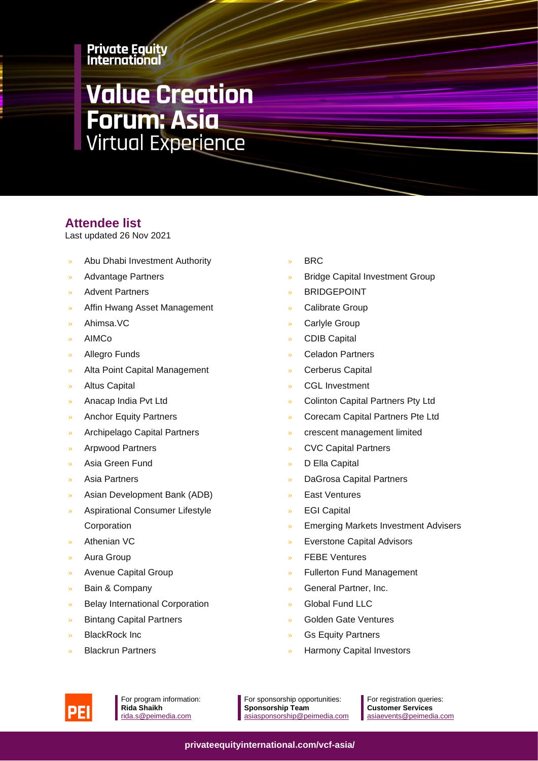Private Equity International

# Value Creation Forum: Asia

Virtual Experience

## Attendee list

Last updated 26 Nov 2021

- Abu Dhabi Investment Authority
- Advantage Partners
- Advent Partners
- Affin Hwang Asset Management
- Ahimsa.VC
- AIMCo
- Allegro Funds
- Alta Point Capital Management
- Altus Capital
- Anacap India Pvt Ltd
- Anchor Equity Partners
- Archipelago Capital Partners
- Arpwood Partners
- Asia Green Fund
- Asia Partners
- Asian Development Bank (ADB)
- Aspirational Consumer Lifestyle Corporation
- Athenian VC
- Aura Group
- Avenue Capital Group
- Bain & Company
- Belay International Corporation
- Bintang Capital Partners
- BlackRock Inc
- Blackrun Partners
- BRC
- Bridge Capital Investment Group
- BRIDGEPOINT
- Calibrate Group
- Carlyle Group
- CDIB Capital
- Celadon Partners
- Cerberus Capital
- CGL Investment
- Colinton Capital Partners Pty Ltd
- Corecam Capital Partners Pte Ltd
- crescent management limited
- CVC Capital Partners
- D Ella Capital
- DaGrosa Capital Partners
- East Ventures
- EGI Capital
- Emerging Markets Investment Advisers
- Everstone Capital Advisors
- FEBE Ventures
- Fullerton Fund Management
- General Partner, Inc.
- Global Fund LLC
- Golden Gate Ventures
- Gs Equity Partners
- Harmony Capital Investors

PEI

For program information:
**Rida Shaikh**
rida.s@peimedia.com

For sponsorship opportunities:
**Sponsorship Team**
asiasponsorship@peimedia.com

For registration queries:
**Customer Services**
asiaevents@peimedia.com

privateequityinternational.com/vcf-asia/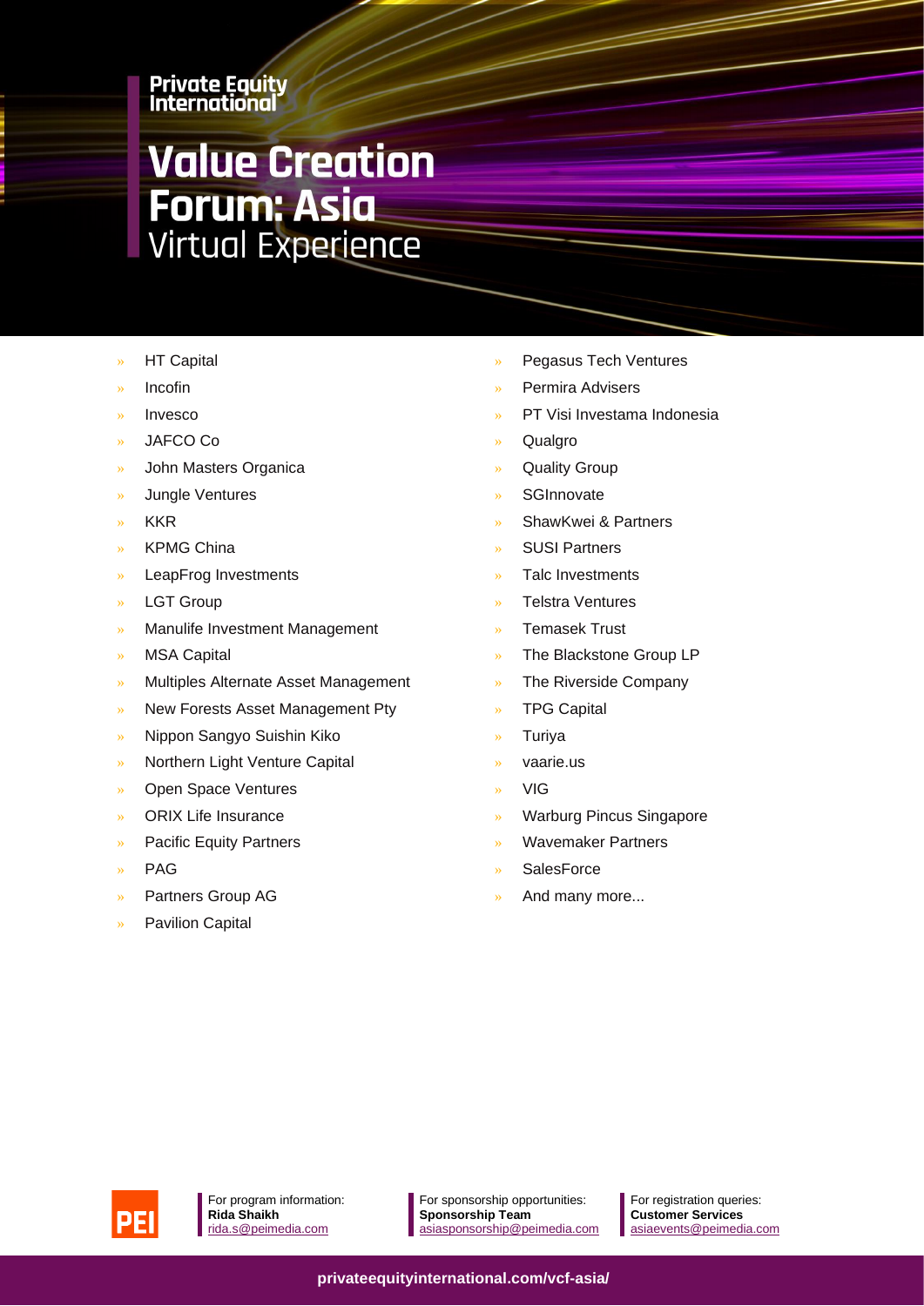Private Equity International

# Value Creation Forum: Asia

Virtual Experience

- HT Capital
- Incofin
- Invesco
- JAFCO Co
- John Masters Organica
- Jungle Ventures
- KKR
- KPMG China
- LeapFrog Investments
- LGT Group
- Manulife Investment Management
- MSA Capital
- Multiples Alternate Asset Management
- New Forests Asset Management Pty
- Nippon Sangyo Suishin Kiko
- Northern Light Venture Capital
- Open Space Ventures
- ORIX Life Insurance
- Pacific Equity Partners
- PAG
- Partners Group AG
- Pavilion Capital
- Pegasus Tech Ventures
- Permira Advisers
- PT Visi Investama Indonesia
- Qualgro
- Quality Group
- SGInnovate
- ShawKwei & Partners
- SUSI Partners
- Talc Investments
- Telstra Ventures
- Temasek Trust
- The Blackstone Group LP
- The Riverside Company
- TPG Capital
- Turiya
- vaarie.us
- VIG
- Warburg Pincus Singapore
- Wavemaker Partners
- SalesForce
- And many more...

PEI

For program information:
**Rida Shaikh**
rida.s@peimedia.com

For sponsorship opportunities:
**Sponsorship Team**
asiasponsorship@peimedia.com

For registration queries:
**Customer Services**
asiaevents@peimedia.com

**privateequityinternational.com/vcf-asia/**